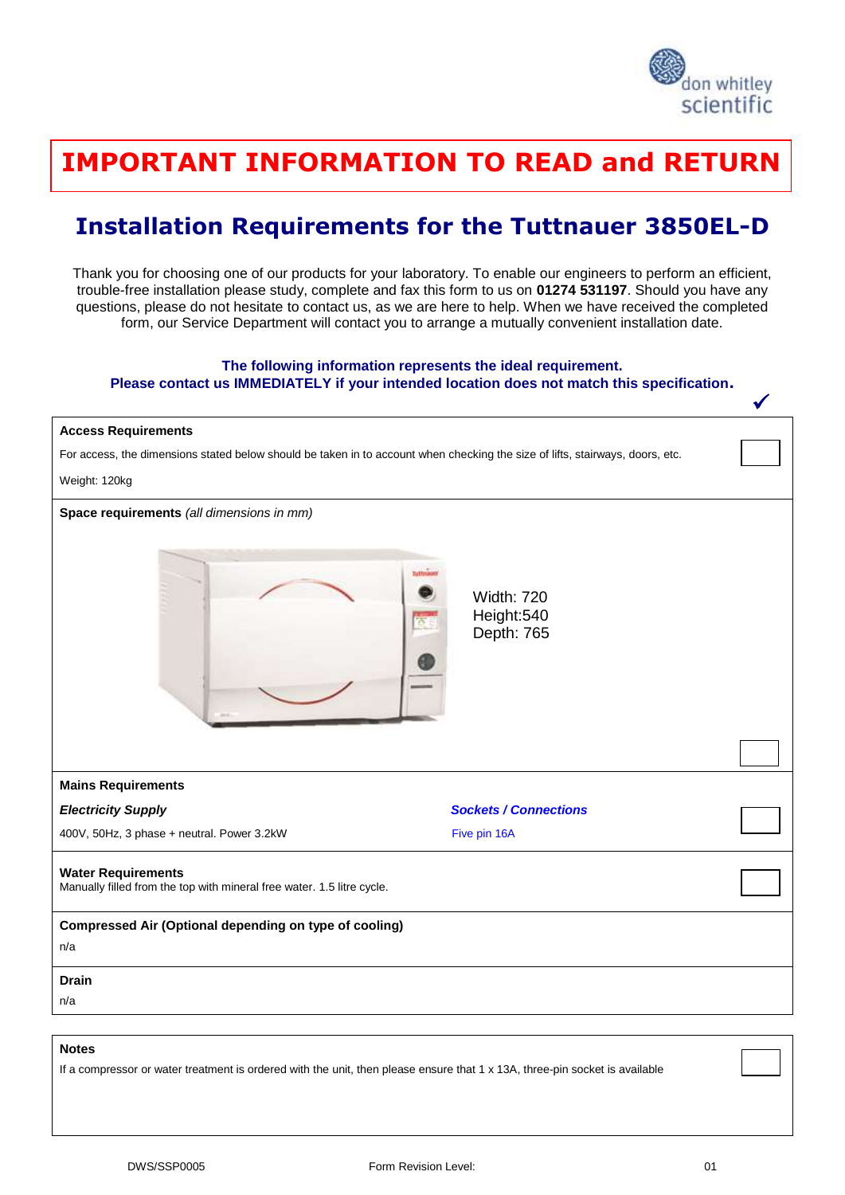# IMPORTANT INFORMATION TO READ and RETURN

## Installation Requirements for the Tuttnauer 3850EL-D

Thank you for choosing one of our products for your laboratory. To enable our engineers to perform an efficient, trouble-free installation please study, complete and fax this form to us on **01274 531197**. Should you have any questions, please do not hesitate to contact us, as we are here to help. When we have received the completed form, our Service Department will contact you to arrange a mutually convenient installation date.

**The following information represents the ideal requirement.**
**Please contact us IMMEDIATELY if your intended location does not match this specification.**

| | ✓ |
|---|---|
| **Access Requirements**<br>For access, the dimensions stated below should be taken in to account when checking the size of lifts, stairways, doors, etc.<br>Weight: 120kg | ☐ |
| **Space requirements** *(all dimensions in mm)*<br>Width: 720<br>Height:540<br>Depth: 765 | ☐ |
| **Mains Requirements**<br>***Electricity Supply***<br>400V, 50Hz, 3 phase + neutral. Power 3.2kW<br>***Sockets / Connections***<br>Five pin 16A | ☐ |
| **Water Requirements**<br>Manually filled from the top with mineral free water. 1.5 litre cycle. | ☐ |
| **Compressed Air (Optional depending on type of cooling)**<br>n/a | |
| **Drain**<br>n/a | |

| | |
|---|---|
| **Notes**<br>If a compressor or water treatment is ordered with the unit, then please ensure that 1 x 13A, three-pin socket is available | ☐ |

DWS/SSP0005 Form Revision Level: 01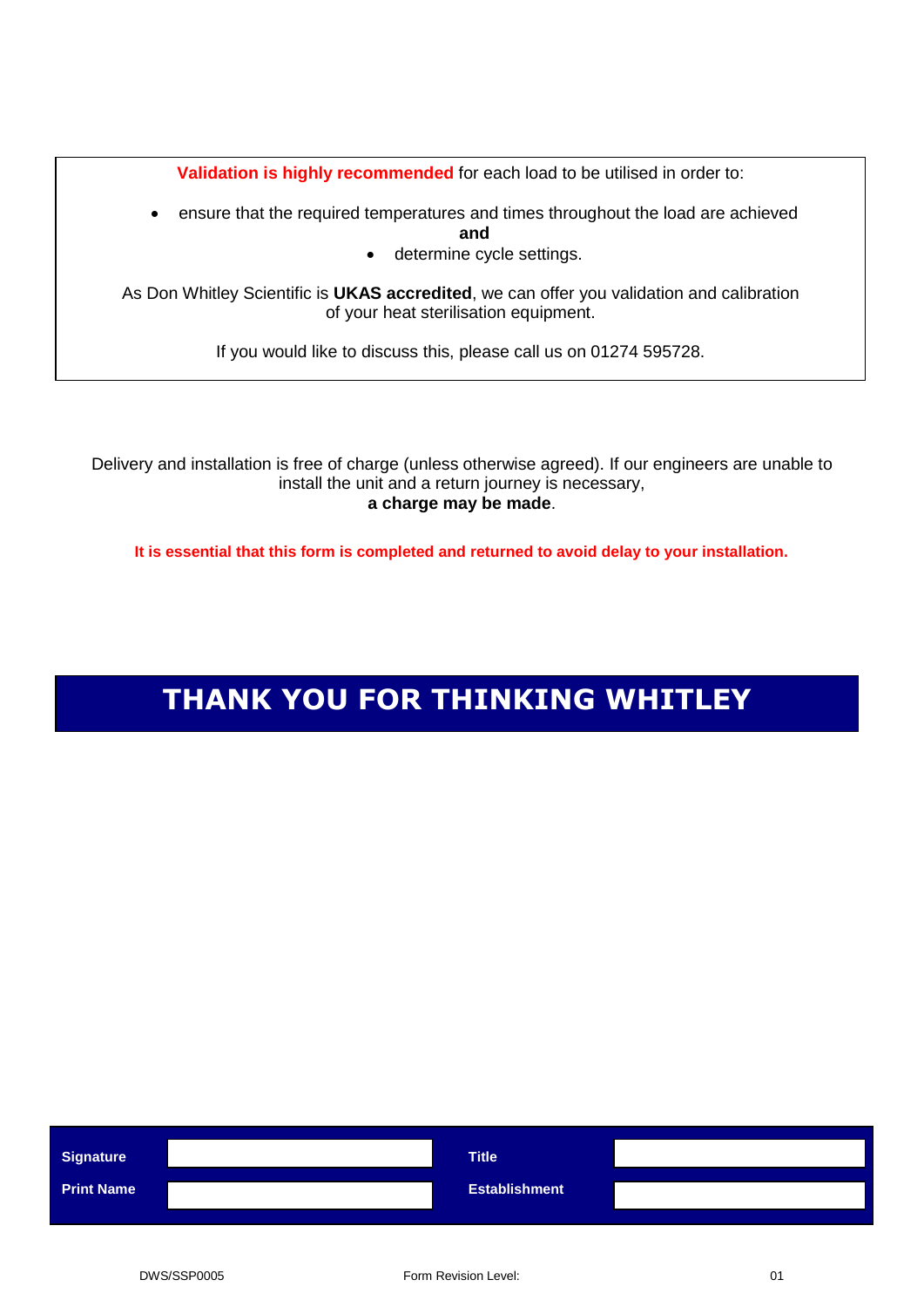**Validation is highly recommended** for each load to be utilised in order to:

- ensure that the required temperatures and times throughout the load are achieved

**and**

- determine cycle settings.

As Don Whitley Scientific is **UKAS accredited**, we can offer you validation and calibration of your heat sterilisation equipment.

If you would like to discuss this, please call us on 01274 595728.

Delivery and installation is free of charge (unless otherwise agreed). If our engineers are unable to install the unit and a return journey is necessary, **a charge may be made**.

**It is essential that this form is completed and returned to avoid delay to your installation.**

# THANK YOU FOR THINKING WHITLEY

| | | | |
|---|---|---|---|
| **Signature** | | **Title** | |
| **Print Name** | | **Establishment** | |

DWS/SSP0005 Form Revision Level: 01